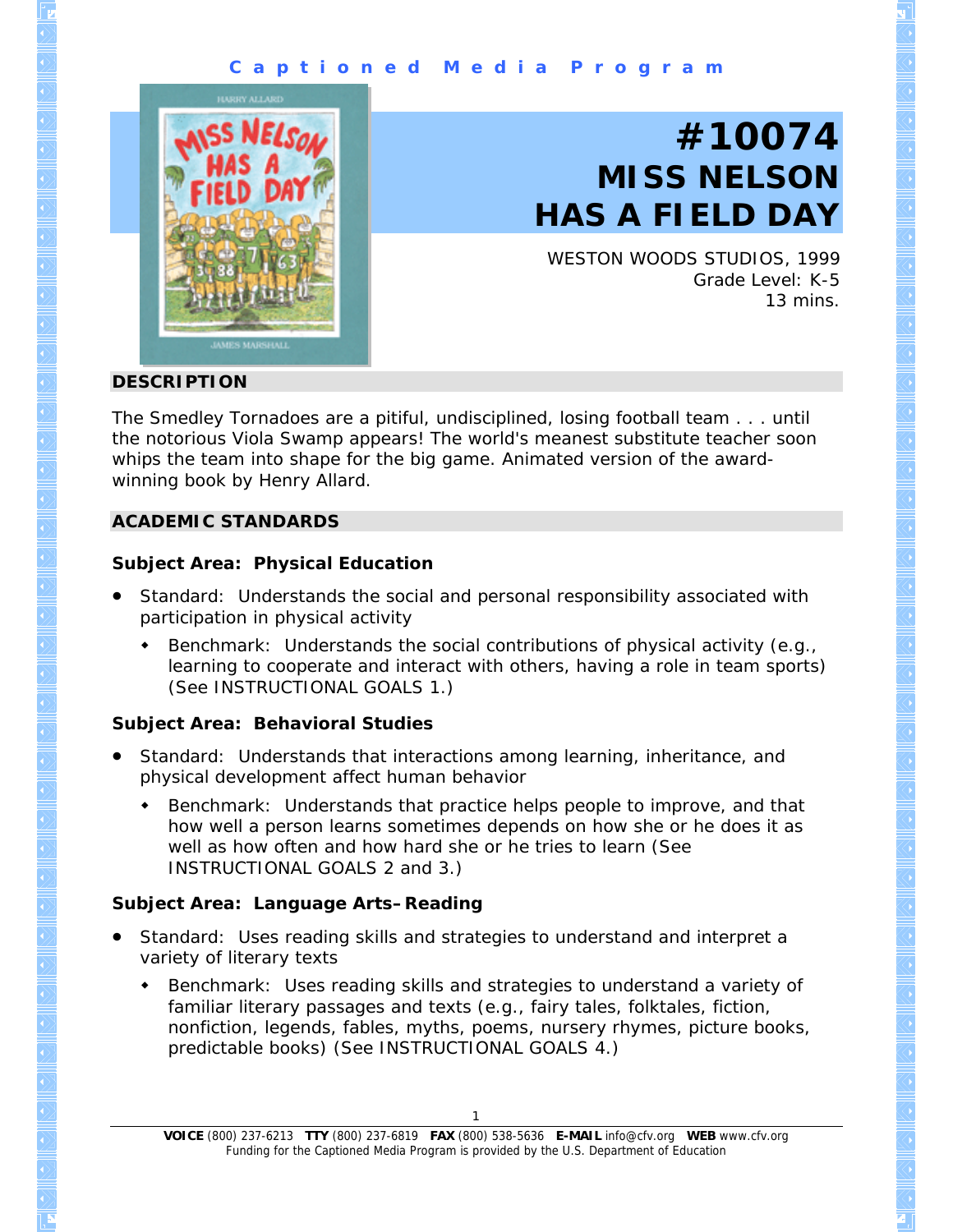Captioned Media Program

# #10074 MISS NELSON HAS A FIELD DAY

WESTON WOODS STUDIOS, 1999
Grade Level: K-5
13 mins.

## DESCRIPTION

The Smedley Tornadoes are a pitiful, undisciplined, losing football team . . . until the notorious Viola Swamp appears! The world's meanest substitute teacher soon whips the team into shape for the big game. Animated version of the award-winning book by Henry Allard.

## ACADEMIC STANDARDS

### Subject Area: Physical Education

- Standard: Understands the social and personal responsibility associated with participation in physical activity
  - Benchmark: Understands the social contributions of physical activity (e.g., learning to cooperate and interact with others, having a role in team sports) (See INSTRUCTIONAL GOALS 1.)

### Subject Area: Behavioral Studies

- Standard: Understands that interactions among learning, inheritance, and physical development affect human behavior
  - Benchmark: Understands that practice helps people to improve, and that how well a person learns sometimes depends on how she or he does it as well as how often and how hard she or he tries to learn (See INSTRUCTIONAL GOALS 2 and 3.)

### Subject Area: Language Arts–Reading

- Standard: Uses reading skills and strategies to understand and interpret a variety of literary texts
  - Benchmark: Uses reading skills and strategies to understand a variety of familiar literary passages and texts (e.g., fairy tales, folktales, fiction, nonfiction, legends, fables, myths, poems, nursery rhymes, picture books, predictable books) (See INSTRUCTIONAL GOALS 4.)

**VOICE** (800) 237-6213 **TTY** (800) 237-6819 **FAX** (800) 538-5636 **E-MAIL** info@cfv.org **WEB** www.cfv.org
Funding for the Captioned Media Program is provided by the U.S. Department of Education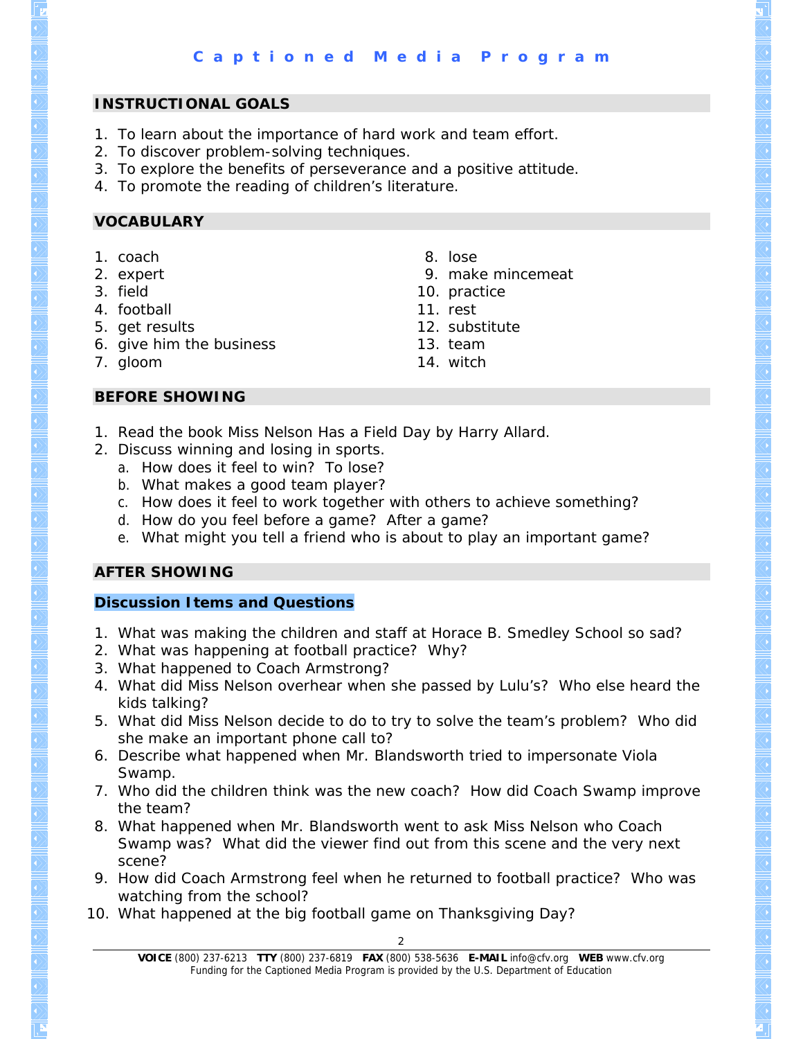## INSTRUCTIONAL GOALS

1. To learn about the importance of hard work and team effort.
2. To discover problem-solving techniques.
3. To explore the benefits of perseverance and a positive attitude.
4. To promote the reading of children's literature.

## VOCABULARY

1. coach
2. expert
3. field
4. football
5. get results
6. give him the business
7. gloom
8. lose
9. make mincemeat
10. practice
11. rest
12. substitute
13. team
14. witch

## BEFORE SHOWING

1. Read the book Miss Nelson Has a Field Day by Harry Allard.
2. Discuss winning and losing in sports.
   a. How does it feel to win? To lose?
   b. What makes a good team player?
   c. How does it feel to work together with others to achieve something?
   d. How do you feel before a game? After a game?
   e. What might you tell a friend who is about to play an important game?

## AFTER SHOWING

### Discussion Items and Questions

1. What was making the children and staff at Horace B. Smedley School so sad?
2. What was happening at football practice? Why?
3. What happened to Coach Armstrong?
4. What did Miss Nelson overhear when she passed by Lulu's? Who else heard the kids talking?
5. What did Miss Nelson decide to do to try to solve the team's problem? Who did she make an important phone call to?
6. Describe what happened when Mr. Blandsworth tried to impersonate Viola Swamp.
7. Who did the children think was the new coach? How did Coach Swamp improve the team?
8. What happened when Mr. Blandsworth went to ask Miss Nelson who Coach Swamp was? What did the viewer find out from this scene and the very next scene?
9. How did Coach Armstrong feel when he returned to football practice? Who was watching from the school?
10. What happened at the big football game on Thanksgiving Day?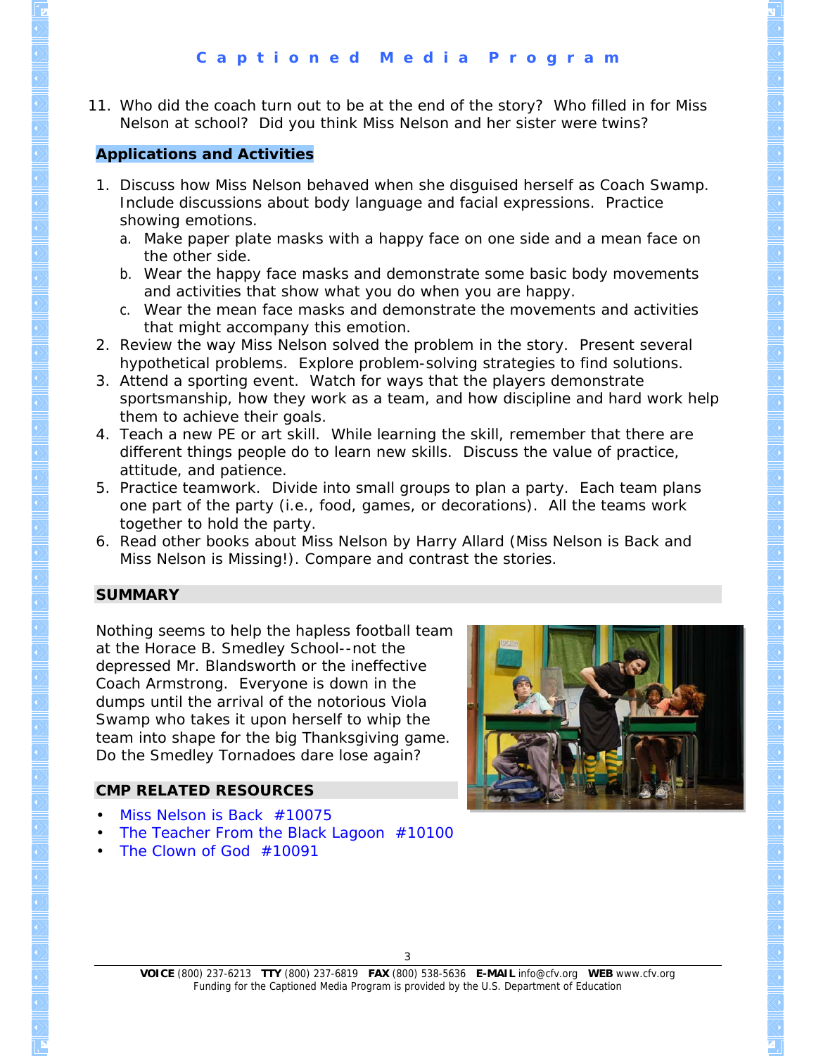11. Who did the coach turn out to be at the end of the story? Who filled in for Miss Nelson at school? Did you think Miss Nelson and her sister were twins?

## Applications and Activities

1. Discuss how Miss Nelson behaved when she disguised herself as Coach Swamp. Include discussions about body language and facial expressions. Practice showing emotions.
   a. Make paper plate masks with a happy face on one side and a mean face on the other side.
   b. Wear the happy face masks and demonstrate some basic body movements and activities that show what you do when you are happy.
   c. Wear the mean face masks and demonstrate the movements and activities that might accompany this emotion.
2. Review the way Miss Nelson solved the problem in the story. Present several hypothetical problems. Explore problem-solving strategies to find solutions.
3. Attend a sporting event. Watch for ways that the players demonstrate sportsmanship, how they work as a team, and how discipline and hard work help them to achieve their goals.
4. Teach a new PE or art skill. While learning the skill, remember that there are different things people do to learn new skills. Discuss the value of practice, attitude, and patience.
5. Practice teamwork. Divide into small groups to plan a party. Each team plans one part of the party (i.e., food, games, or decorations). All the teams work together to hold the party.
6. Read other books about Miss Nelson by Harry Allard (Miss Nelson is Back and Miss Nelson is Missing!). Compare and contrast the stories.

## SUMMARY

Nothing seems to help the hapless football team at the Horace B. Smedley School--not the depressed Mr. Blandsworth or the ineffective Coach Armstrong. Everyone is down in the dumps until the arrival of the notorious Viola Swamp who takes it upon herself to whip the team into shape for the big Thanksgiving game. Do the Smedley Tornadoes dare lose again?

## CMP RELATED RESOURCES

- Miss Nelson is Back #10075
- The Teacher From the Black Lagoon #10100
- The Clown of God #10091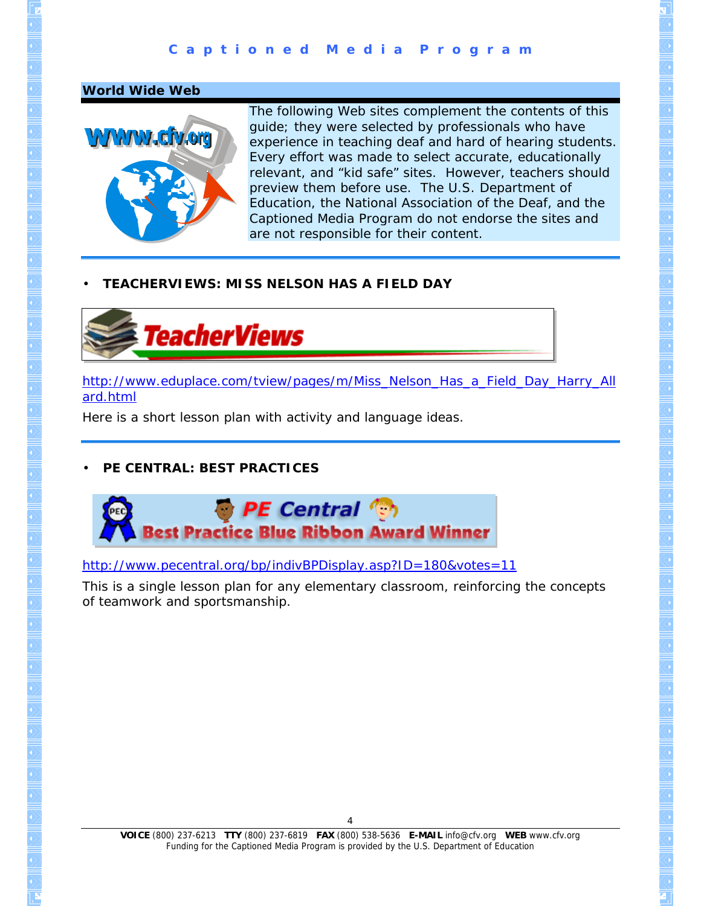## World Wide Web

The following Web sites complement the contents of this guide; they were selected by professionals who have experience in teaching deaf and hard of hearing students. Every effort was made to select accurate, educationally relevant, and “kid safe” sites. However, teachers should preview them before use. The U.S. Department of Education, the National Association of the Deaf, and the Captioned Media Program do not endorse the sites and are not responsible for their content.

- **TEACHERVIEWS: MISS NELSON HAS A FIELD DAY**

http://www.eduplace.com/tview/pages/m/Miss_Nelson_Has_a_Field_Day_Harry_Allard.html

Here is a short lesson plan with activity and language ideas.

- **PE CENTRAL: BEST PRACTICES**

http://www.pecentral.org/bp/indivBPDisplay.asp?ID=180&votes=11

This is a single lesson plan for any elementary classroom, reinforcing the concepts of teamwork and sportsmanship.